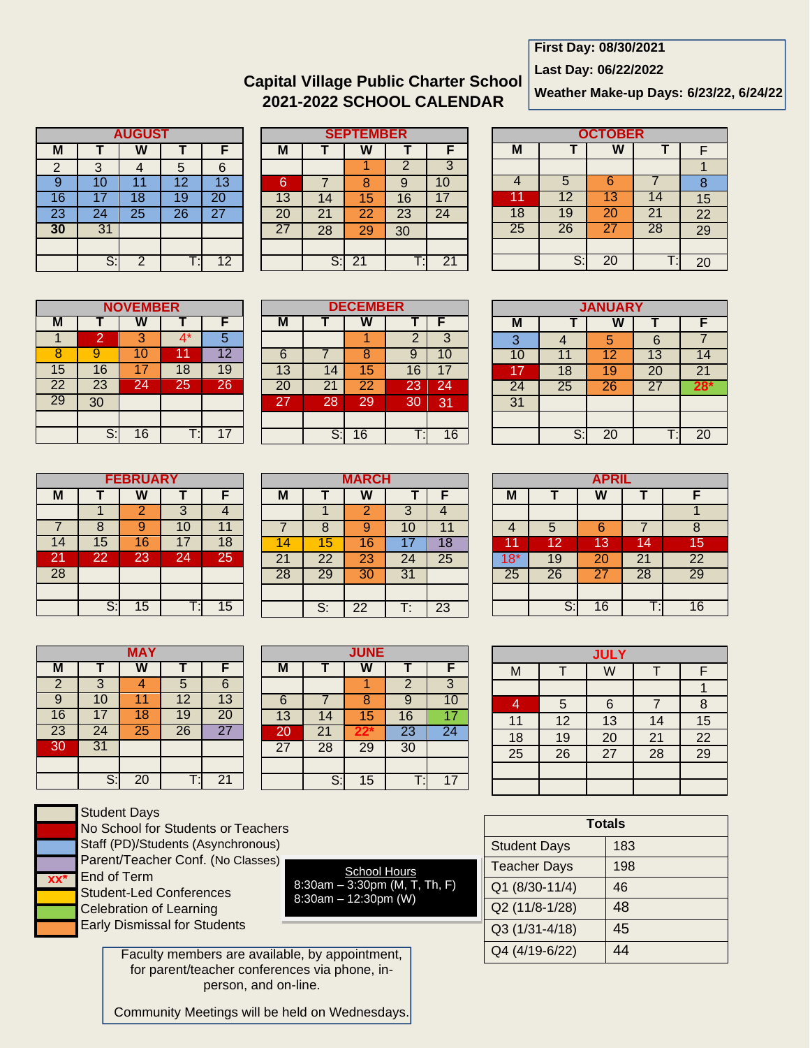# Capital Village Public Charter School
## 2021-2022 SCHOOL CALENDAR

**First Day: 08/30/2021**
**Last Day: 06/22/2022**
**Weather Make-up Days: 6/23/22, 6/24/22**

### AUGUST

| M | T | W | T | F |
|---|---|---|---|---|
| 2 | 3 | 4 | 5 | 6 |
| 9 | 10 | 11 | 12 | 13 |
| 16 | 17 | 18 | 19 | 20 |
| 23 | 24 | 25 | 26 | 27 |
| **30** | 31 | | | |
| | | | | |
| | S: | 2 | T: | 12 |

### SEPTEMBER

| M | T | W | T | F |
|---|---|---|---|---|
| | | 1 | 2 | 3 |
| 6 | 7 | 8 | 9 | 10 |
| 13 | 14 | 15 | 16 | 17 |
| 20 | 21 | 22 | 23 | 24 |
| 27 | 28 | 29 | 30 | |
| | | | | |
| | S: | 21 | T: | 21 |

### OCTOBER

| M | T | W | T | F |
|---|---|---|---|---|
| | | | | 1 |
| 4 | 5 | 6 | 7 | 8 |
| 11 | 12 | 13 | 14 | 15 |
| 18 | 19 | 20 | 21 | 22 |
| 25 | 26 | 27 | 28 | 29 |
| | | | | |
| | S: | 20 | T: | 20 |

### NOVEMBER

| M | T | W | T | F |
|---|---|---|---|---|
| 1 | 2 | 3 | 4* | 5 |
| 8 | 9 | 10 | 11 | 12 |
| 15 | 16 | 17 | 18 | 19 |
| 22 | 23 | 24 | 25 | 26 |
| 29 | 30 | | | |
| | | | | |
| | S: | 16 | T: | 17 |

### DECEMBER

| M | T | W | T | F |
|---|---|---|---|---|
| | | 1 | 2 | 3 |
| 6 | 7 | 8 | 9 | 10 |
| 13 | 14 | 15 | 16 | 17 |
| 20 | 21 | 22 | 23 | 24 |
| 27 | 28 | 29 | 30 | 31 |
| | | | | |
| | S: | 16 | T: | 16 |

### JANUARY

| M | T | W | T | F |
|---|---|---|---|---|
| 3 | 4 | 5 | 6 | 7 |
| 10 | 11 | 12 | 13 | 14 |
| 17 | 18 | 19 | 20 | 21 |
| 24 | 25 | 26 | 27 | 28* |
| 31 | | | | |
| | | | | |
| | S: | 20 | T: | 20 |

### FEBRUARY

| M | T | W | T | F |
|---|---|---|---|---|
| | 1 | 2 | 3 | 4 |
| 7 | 8 | 9 | 10 | 11 |
| 14 | 15 | 16 | 17 | 18 |
| 21 | 22 | 23 | 24 | 25 |
| 28 | | | | |
| | | | | |
| | S: | 15 | T: | 15 |

### MARCH

| M | T | W | T | F |
|---|---|---|---|---|
| | 1 | 2 | 3 | 4 |
| 7 | 8 | 9 | 10 | 11 |
| 14 | 15 | 16 | 17 | 18 |
| 21 | 22 | 23 | 24 | 25 |
| 28 | 29 | 30 | 31 | |
| | | | | |
| | S: | 22 | T: | 23 |

### APRIL

| M | T | W | T | F |
|---|---|---|---|---|
| | | | | 1 |
| 4 | 5 | 6 | 7 | 8 |
| 11 | 12 | 13 | 14 | 15 |
| 18* | 19 | 20 | 21 | 22 |
| 25 | 26 | 27 | 28 | 29 |
| | | | | |
| | S: | 16 | T: | 16 |

### MAY

| M | T | W | T | F |
|---|---|---|---|---|
| 2 | 3 | 4 | 5 | 6 |
| 9 | 10 | 11 | 12 | 13 |
| 16 | 17 | 18 | 19 | 20 |
| 23 | 24 | 25 | 26 | 27 |
| 30 | 31 | | | |
| | | | | |
| | S: | 20 | T: | 21 |

### JUNE

| M | T | W | T | F |
|---|---|---|---|---|
| | | 1 | 2 | 3 |
| 6 | 7 | 8 | 9 | 10 |
| 13 | 14 | 15 | 16 | 17 |
| 20 | 21 | 22* | 23 | 24 |
| 27 | 28 | 29 | 30 | |
| | | | | |
| | S: | 15 | T: | 17 |

### JULY

| M | T | W | T | F |
|---|---|---|---|---|
| | | | | 1 |
| 4 | 5 | 6 | 7 | 8 |
| 11 | 12 | 13 | 14 | 15 |
| 18 | 19 | 20 | 21 | 22 |
| 25 | 26 | 27 | 28 | 29 |
| | | | | |

**Legend**

- Student Days
- No School for Students or Teachers
- Staff (PD)/Students (Asynchronous)
- Parent/Teacher Conf. (No Classes)
- xx* End of Term
- Student-Led Conferences
- Celebration of Learning
- Early Dismissal for Students

**School Hours**
8:30am – 3:30pm (M, T, Th, F)
8:30am – 12:30pm (W)

| Totals | |
|---|---|
| Student Days | 183 |
| Teacher Days | 198 |
| Q1 (8/30-11/4) | 46 |
| Q2 (11/8-1/28) | 48 |
| Q3 (1/31-4/18) | 45 |
| Q4 (4/19-6/22) | 44 |

Faculty members are available, by appointment, for parent/teacher conferences via phone, in-person, and on-line.

Community Meetings will be held on Wednesdays.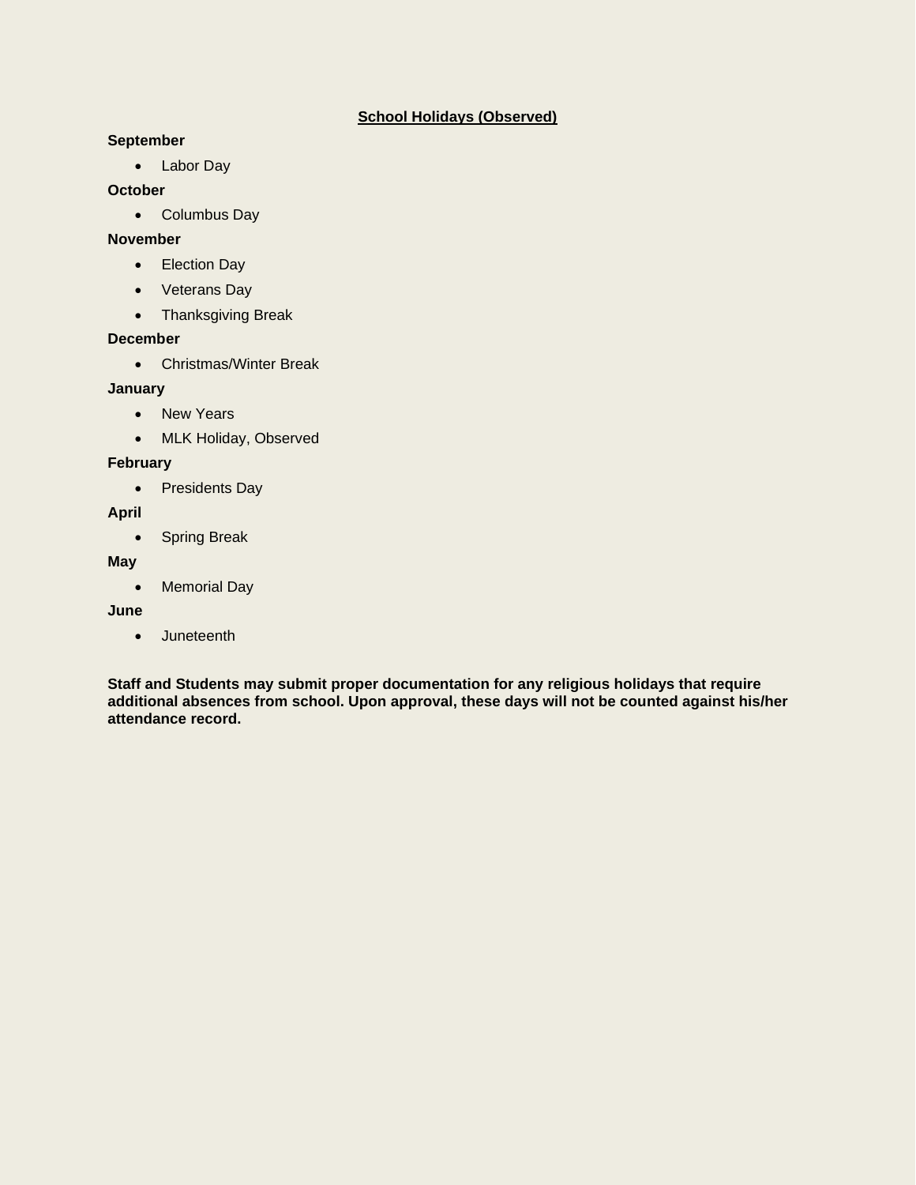## School Holidays (Observed)

**September**

- Labor Day

**October**

- Columbus Day

**November**

- Election Day
- Veterans Day
- Thanksgiving Break

**December**

- Christmas/Winter Break

**January**

- New Years
- MLK Holiday, Observed

**February**

- Presidents Day

**April**

- Spring Break

**May**

- Memorial Day

**June**

- Juneteenth

**Staff and Students may submit proper documentation for any religious holidays that require additional absences from school. Upon approval, these days will not be counted against his/her attendance record.**